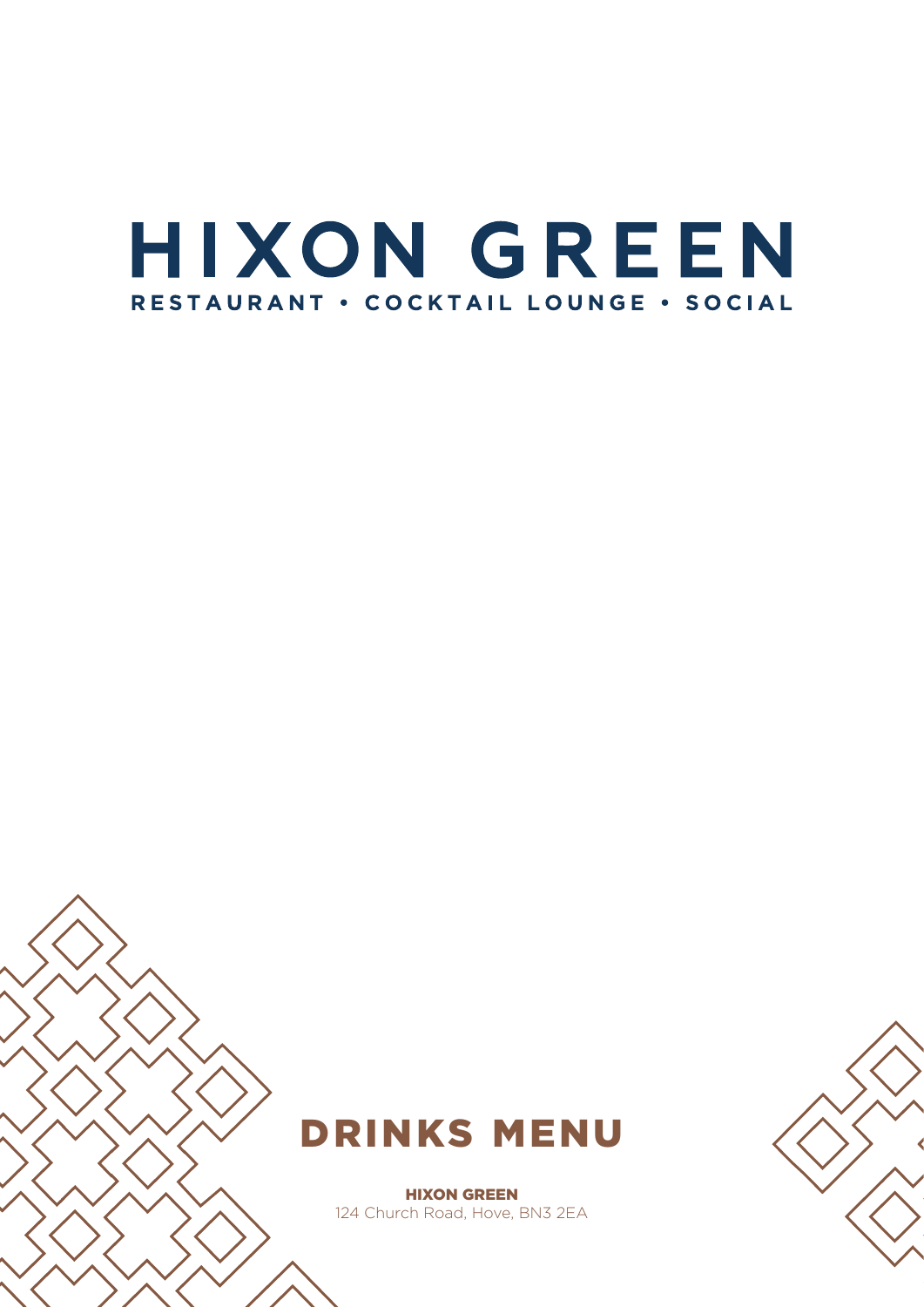# HIXON GREEN

**RESTAURANT • COCKTAIL LOUNGE • SOCIAL**

## DRINKS MENU

**HIXON GREEN**
124 Church Road, Hove, BN3 2EA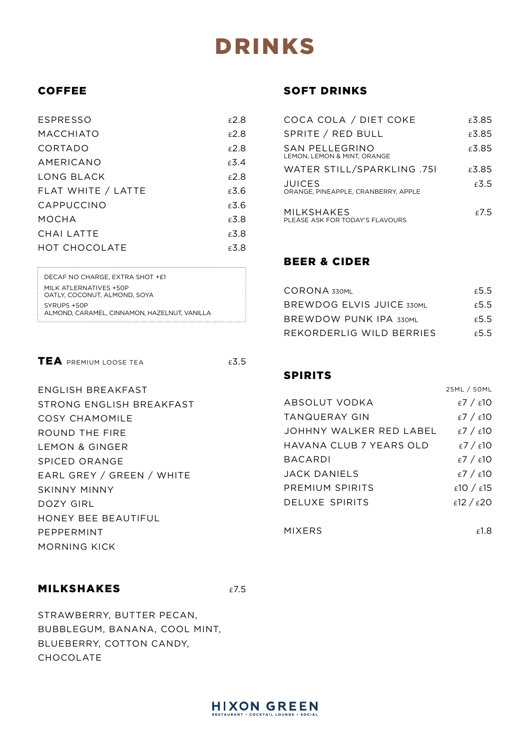# DRINKS

## COFFEE

| | |
|---|---|
| ESPRESSO | £2.8 |
| MACCHIATO | £2.8 |
| CORTADO | £2.8 |
| AMERICANO | £3.4 |
| LONG BLACK | £2.8 |
| FLAT WHITE / LATTE | £3.6 |
| CAPPUCCINO | £3.6 |
| MOCHA | £3.8 |
| CHAI LATTE | £3.8 |
| HOT CHOCOLATE | £3.8 |

DECAF NO CHARGE, EXTRA SHOT +£1

MILK ATLERNATIVES +50P
OATLY, COCONUT, ALMOND, SOYA

SYRUPS +50P
ALMOND, CARAMEL, CINNAMON, HAZELNUT, VANILLA

## TEA PREMIUM LOOSE TEA £3.5

ENGLISH BREAKFAST
STRONG ENGLISH BREAKFAST
COSY CHAMOMILE
ROUND THE FIRE
LEMON & GINGER
SPICED ORANGE
EARL GREY / GREEN / WHITE
SKINNY MINNY
DOZY GIRL
HONEY BEE BEAUTIFUL
PEPPERMINT
MORNING KICK

## MILKSHAKES £7.5

STRAWBERRY, BUTTER PECAN, BUBBLEGUM, BANANA, COOL MINT, BLUEBERRY, COTTON CANDY, CHOCOLATE

## SOFT DRINKS

| | |
|---|---|
| COCA COLA / DIET COKE | £3.85 |
| SPRITE / RED BULL | £3.85 |
| SAN PELLEGRINO<br>LEMON, LEMON & MINT, ORANGE | £3.85 |
| WATER STILL/SPARKLING .75l | £3.85 |
| JUICES<br>ORANGE, PINEAPPLE, CRANBERRY, APPLE | £3.5 |
| MILKSHAKES<br>PLEASE ASK FOR TODAY'S FLAVOURS | £7.5 |

## BEER & CIDER

| | |
|---|---|
| CORONA 330ML | £5.5 |
| BREWDOG ELVIS JUICE 330ML | £5.5 |
| BREWDOW PUNK IPA 330ML | £5.5 |
| REKORDERLIG WILD BERRIES | £5.5 |

## SPIRITS

| | 25ML / 50ML |
|---|---|
| ABSOLUT VODKA | £7 / £10 |
| TANQUERAY GIN | £7 / £10 |
| JOHHNY WALKER RED LABEL | £7 / £10 |
| HAVANA CLUB 7 YEARS OLD | £7 / £10 |
| BACARDI | £7 / £10 |
| JACK DANIELS | £7 / £10 |
| PREMIUM SPIRITS | £10 / £15 |
| DELUXE SPIRITS | £12 / £20 |

| | |
|---|---|
| MIXERS | £1.8 |

HIXON GREEN
RESTAURANT • COCKTAIL LOUNGE • SOCIAL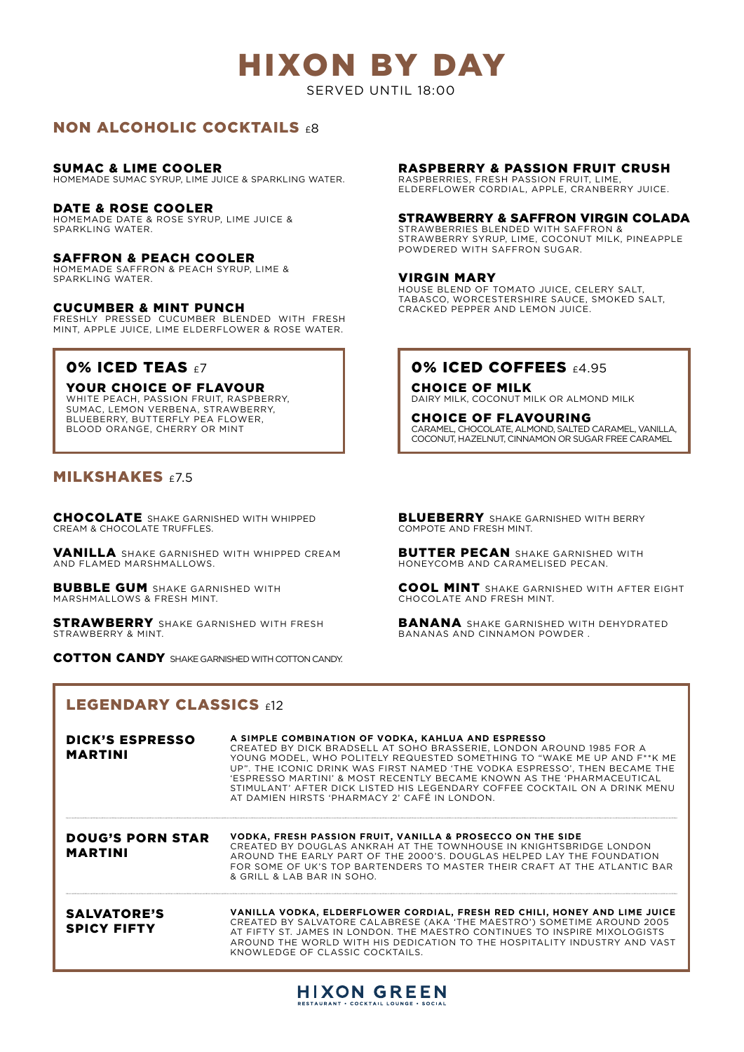# HIXON BY DAY

SERVED UNTIL 18:00

## NON ALCOHOLIC COCKTAILS £8

**SUMAC & LIME COOLER**
HOMEMADE SUMAC SYRUP, LIME JUICE & SPARKLING WATER.

**DATE & ROSE COOLER**
HOMEMADE DATE & ROSE SYRUP, LIME JUICE & SPARKLING WATER.

**SAFFRON & PEACH COOLER**
HOMEMADE SAFFRON & PEACH SYRUP, LIME & SPARKLING WATER.

**CUCUMBER & MINT PUNCH**
FRESHLY PRESSED CUCUMBER BLENDED WITH FRESH MINT, APPLE JUICE, LIME ELDERFLOWER & ROSE WATER.

**RASPBERRY & PASSION FRUIT CRUSH**
RASPBERRIES, FRESH PASSION FRUIT, LIME, ELDERFLOWER CORDIAL, APPLE, CRANBERRY JUICE.

**STRAWBERRY & SAFFRON VIRGIN COLADA**
STRAWBERRIES BLENDED WITH SAFFRON & STRAWBERRY SYRUP, LIME, COCONUT MILK, PINEAPPLE POWDERED WITH SAFFRON SUGAR.

**VIRGIN MARY**
HOUSE BLEND OF TOMATO JUICE, CELERY SALT, TABASCO, WORCESTERSHIRE SAUCE, SMOKED SALT, CRACKED PEPPER AND LEMON JUICE.

## 0% ICED TEAS £7

**YOUR CHOICE OF FLAVOUR**
WHITE PEACH, PASSION FRUIT, RASPBERRY, SUMAC, LEMON VERBENA, STRAWBERRY, BLUEBERRY, BUTTERFLY PEA FLOWER, BLOOD ORANGE, CHERRY OR MINT

## 0% ICED COFFEES £4.95

**CHOICE OF MILK**
DAIRY MILK, COCONUT MILK OR ALMOND MILK

**CHOICE OF FLAVOURING**
CARAMEL, CHOCOLATE, ALMOND, SALTED CARAMEL, VANILLA, COCONUT, HAZELNUT, CINNAMON OR SUGAR FREE CARAMEL

## MILKSHAKES £7.5

**CHOCOLATE** SHAKE GARNISHED WITH WHIPPED CREAM & CHOCOLATE TRUFFLES.

**VANILLA** SHAKE GARNISHED WITH WHIPPED CREAM AND FLAMED MARSHMALLOWS.

**BUBBLE GUM** SHAKE GARNISHED WITH MARSHMALLOWS & FRESH MINT.

**STRAWBERRY** SHAKE GARNISHED WITH FRESH STRAWBERRY & MINT.

**COTTON CANDY** SHAKE GARNISHED WITH COTTON CANDY.

**BLUEBERRY** SHAKE GARNISHED WITH BERRY COMPOTE AND FRESH MINT.

**BUTTER PECAN** SHAKE GARNISHED WITH HONEYCOMB AND CARAMELISED PECAN.

**COOL MINT** SHAKE GARNISHED WITH AFTER EIGHT CHOCOLATE AND FRESH MINT.

**BANANA** SHAKE GARNISHED WITH DEHYDRATED BANANAS AND CINNAMON POWDER .

## LEGENDARY CLASSICS £12

**DICK'S ESPRESSO MARTINI**

**A SIMPLE COMBINATION OF VODKA, KAHLUA AND ESPRESSO**
CREATED BY DICK BRADSELL AT SOHO BRASSERIE, LONDON AROUND 1985 FOR A YOUNG MODEL, WHO POLITELY REQUESTED SOMETHING TO "WAKE ME UP AND F**K ME UP". THE ICONIC DRINK WAS FIRST NAMED 'THE VODKA ESPRESSO', THEN BECAME THE 'ESPRESSO MARTINI' & MOST RECENTLY BECAME KNOWN AS THE 'PHARMACEUTICAL STIMULANT' AFTER DICK LISTED HIS LEGENDARY COFFEE COCKTAIL ON A DRINK MENU AT DAMIEN HIRSTS 'PHARMACY 2' CAFÉ IN LONDON.

**DOUG'S PORN STAR MARTINI**

**VODKA, FRESH PASSION FRUIT, VANILLA & PROSECCO ON THE SIDE**
CREATED BY DOUGLAS ANKRAH AT THE TOWNHOUSE IN KNIGHTSBRIDGE LONDON AROUND THE EARLY PART OF THE 2000'S. DOUGLAS HELPED LAY THE FOUNDATION FOR SOME OF UK'S TOP BARTENDERS TO MASTER THEIR CRAFT AT THE ATLANTIC BAR & GRILL & LAB BAR IN SOHO.

**SALVATORE'S SPICY FIFTY**

**VANILLA VODKA, ELDERFLOWER CORDIAL, FRESH RED CHILI, HONEY AND LIME JUICE**
CREATED BY SALVATORE CALABRESE (AKA 'THE MAESTRO') SOMETIME AROUND 2005 AT FIFTY ST. JAMES IN LONDON. THE MAESTRO CONTINUES TO INSPIRE MIXOLOGISTS AROUND THE WORLD WITH HIS DEDICATION TO THE HOSPITALITY INDUSTRY AND VAST KNOWLEDGE OF CLASSIC COCKTAILS.

HIXON GREEN
RESTAURANT • COCKTAIL LOUNGE • SOCIAL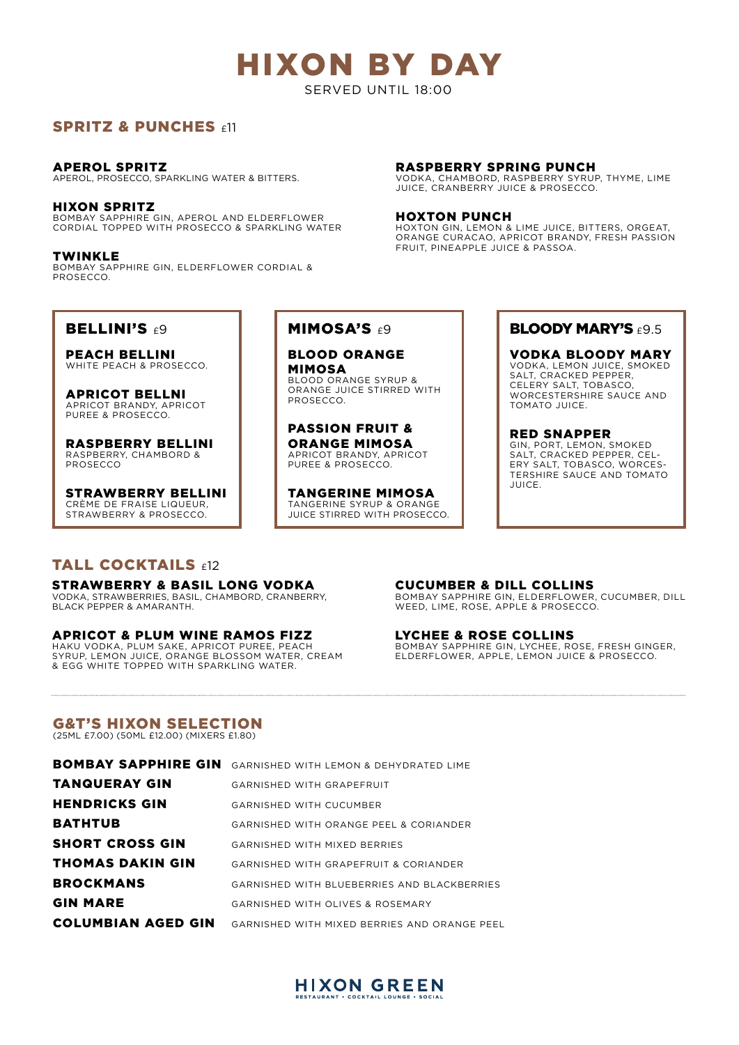# HIXON BY DAY

SERVED UNTIL 18:00

## SPRITZ & PUNCHES £11

### APEROL SPRITZ
APEROL, PROSECCO, SPARKLING WATER & BITTERS.

### HIXON SPRITZ
BOMBAY SAPPHIRE GIN, APEROL AND ELDERFLOWER CORDIAL TOPPED WITH PROSECCO & SPARKLING WATER

### TWINKLE
BOMBAY SAPPHIRE GIN, ELDERFLOWER CORDIAL & PROSECCO.

### RASPBERRY SPRING PUNCH
VODKA, CHAMBORD, RASPBERRY SYRUP, THYME, LIME JUICE, CRANBERRY JUICE & PROSECCO.

### HOXTON PUNCH
HOXTON GIN, LEMON & LIME JUICE, BITTERS, ORGEAT, ORANGE CURACAO, APRICOT BRANDY, FRESH PASSION FRUIT, PINEAPPLE JUICE & PASSOA.

## BELLINI'S £9

### PEACH BELLINI
WHITE PEACH & PROSECCO.

### APRICOT BELLNI
APRICOT BRANDY, APRICOT PUREE & PROSECCO.

### RASPBERRY BELLINI
RASPBERRY, CHAMBORD & PROSECCO

### STRAWBERRY BELLINI
CRÈME DE FRAISE LIQUEUR, STRAWBERRY & PROSECCO.

## MIMOSA'S £9

### BLOOD ORANGE MIMOSA
BLOOD ORANGE SYRUP & ORANGE JUICE STIRRED WITH PROSECCO.

### PASSION FRUIT & ORANGE MIMOSA
APRICOT BRANDY, APRICOT PUREE & PROSECCO.

### TANGERINE MIMOSA
TANGERINE SYRUP & ORANGE JUICE STIRRED WITH PROSECCO.

## BLOODY MARY'S £9.5

### VODKA BLOODY MARY
VODKA, LEMON JUICE, SMOKED SALT, CRACKED PEPPER, CELERY SALT, TOBASCO, WORCESTERSHIRE SAUCE AND TOMATO JUICE.

### RED SNAPPER
GIN, PORT, LEMON, SMOKED SALT, CRACKED PEPPER, CELERY SALT, TOBASCO, WORCESTERSHIRE SAUCE AND TOMATO JUICE.

## TALL COCKTAILS £12

### STRAWBERRY & BASIL LONG VODKA
VODKA, STRAWBERRIES, BASIL, CHAMBORD, CRANBERRY, BLACK PEPPER & AMARANTH.

### APRICOT & PLUM WINE RAMOS FIZZ
HAKU VODKA, PLUM SAKE, APRICOT PUREE, PEACH SYRUP, LEMON JUICE, ORANGE BLOSSOM WATER, CREAM & EGG WHITE TOPPED WITH SPARKLING WATER.

### CUCUMBER & DILL COLLINS
BOMBAY SAPPHIRE GIN, ELDERFLOWER, CUCUMBER, DILL WEED, LIME, ROSE, APPLE & PROSECCO.

### LYCHEE & ROSE COLLINS
BOMBAY SAPPHIRE GIN, LYCHEE, ROSE, FRESH GINGER, ELDERFLOWER, APPLE, LEMON JUICE & PROSECCO.

---

## G&T'S HIXON SELECTION

(25ML £7.00) (50ML £12.00) (MIXERS £1.80)

| Gin | Garnish |
|---|---|
| **BOMBAY SAPPHIRE GIN** | GARNISHED WITH LEMON & DEHYDRATED LIME |
| **TANQUERAY GIN** | GARNISHED WITH GRAPEFRUIT |
| **HENDRICKS GIN** | GARNISHED WITH CUCUMBER |
| **BATHTUB** | GARNISHED WITH ORANGE PEEL & CORIANDER |
| **SHORT CROSS GIN** | GARNISHED WITH MIXED BERRIES |
| **THOMAS DAKIN GIN** | GARNISHED WITH GRAPEFRUIT & CORIANDER |
| **BROCKMANS** | GARNISHED WITH BLUEBERRIES AND BLACKBERRIES |
| **GIN MARE** | GARNISHED WITH OLIVES & ROSEMARY |
| **COLUMBIAN AGED GIN** | GARNISHED WITH MIXED BERRIES AND ORANGE PEEL |

HIXON GREEN

RESTAURANT • COCKTAIL LOUNGE • SOCIAL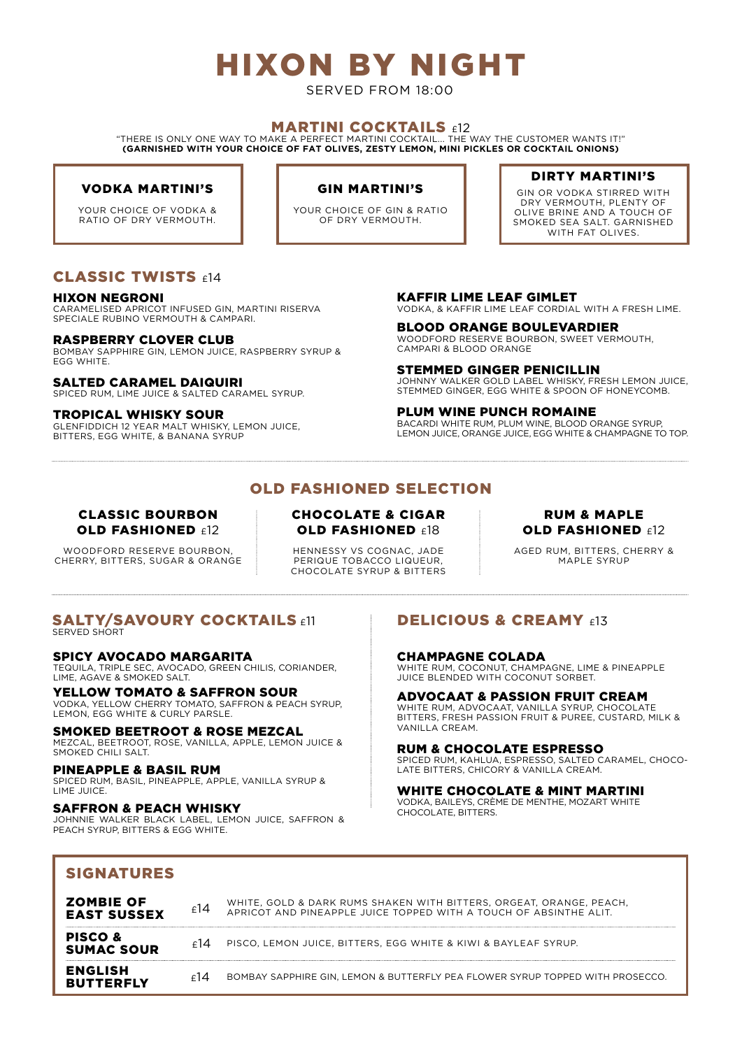# HIXON BY NIGHT

SERVED FROM 18:00

## MARTINI COCKTAILS £12

"THERE IS ONLY ONE WAY TO MAKE A PERFECT MARTINI COCKTAIL... THE WAY THE CUSTOMER WANTS IT!"
**(GARNISHED WITH YOUR CHOICE OF FAT OLIVES, ZESTY LEMON, MINI PICKLES OR COCKTAIL ONIONS)**

### VODKA MARTINI'S

YOUR CHOICE OF VODKA & RATIO OF DRY VERMOUTH.

### GIN MARTINI'S

YOUR CHOICE OF GIN & RATIO OF DRY VERMOUTH.

### DIRTY MARTINI'S

GIN OR VODKA STIRRED WITH DRY VERMOUTH, PLENTY OF OLIVE BRINE AND A TOUCH OF SMOKED SEA SALT. GARNISHED WITH FAT OLIVES.

## CLASSIC TWISTS £14

### HIXON NEGRONI

CARAMELISED APRICOT INFUSED GIN, MARTINI RISERVA SPECIALE RUBINO VERMOUTH & CAMPARI.

### RASPBERRY CLOVER CLUB

BOMBAY SAPPHIRE GIN, LEMON JUICE, RASPBERRY SYRUP & EGG WHITE.

### SALTED CARAMEL DAIQUIRI

SPICED RUM, LIME JUICE & SALTED CARAMEL SYRUP.

### TROPICAL WHISKY SOUR

GLENFIDDICH 12 YEAR MALT WHISKY, LEMON JUICE, BITTERS, EGG WHITE, & BANANA SYRUP

### KAFFIR LIME LEAF GIMLET

VODKA, & KAFFIR LIME LEAF CORDIAL WITH A FRESH LIME.

### BLOOD ORANGE BOULEVARDIER

WOODFORD RESERVE BOURBON, SWEET VERMOUTH, CAMPARI & BLOOD ORANGE

### STEMMED GINGER PENICILLIN

JOHNNY WALKER GOLD LABEL WHISKY, FRESH LEMON JUICE, STEMMED GINGER, EGG WHITE & SPOON OF HONEYCOMB.

### PLUM WINE PUNCH ROMAINE

BACARDI WHITE RUM, PLUM WINE, BLOOD ORANGE SYRUP, LEMON JUICE, ORANGE JUICE, EGG WHITE & CHAMPAGNE TO TOP.

## OLD FASHIONED SELECTION

### CLASSIC BOURBON OLD FASHIONED £12

WOODFORD RESERVE BOURBON, CHERRY, BITTERS, SUGAR & ORANGE

### CHOCOLATE & CIGAR OLD FASHIONED £18

HENNESSY VS COGNAC, JADE PERIQUE TOBACCO LIQUEUR, CHOCOLATE SYRUP & BITTERS

### RUM & MAPLE OLD FASHIONED £12

AGED RUM, BITTERS, CHERRY & MAPLE SYRUP

## SALTY/SAVOURY COCKTAILS £11

SERVED SHORT

### SPICY AVOCADO MARGARITA

TEQUILA, TRIPLE SEC, AVOCADO, GREEN CHILIS, CORIANDER, LIME, AGAVE & SMOKED SALT.

### YELLOW TOMATO & SAFFRON SOUR

VODKA, YELLOW CHERRY TOMATO, SAFFRON & PEACH SYRUP, LEMON, EGG WHITE & CURLY PARSLE.

### SMOKED BEETROOT & ROSE MEZCAL

MEZCAL, BEETROOT, ROSE, VANILLA, APPLE, LEMON JUICE & SMOKED CHILI SALT.

### PINEAPPLE & BASIL RUM

SPICED RUM, BASIL, PINEAPPLE, APPLE, VANILLA SYRUP & LIME JUICE.

### SAFFRON & PEACH WHISKY

JOHNNIE WALKER BLACK LABEL, LEMON JUICE, SAFFRON & PEACH SYRUP, BITTERS & EGG WHITE.

## DELICIOUS & CREAMY £13

### CHAMPAGNE COLADA

WHITE RUM, COCONUT, CHAMPAGNE, LIME & PINEAPPLE JUICE BLENDED WITH COCONUT SORBET.

### ADVOCAAT & PASSION FRUIT CREAM

WHITE RUM, ADVOCAAT, VANILLA SYRUP, CHOCOLATE BITTERS, FRESH PASSION FRUIT & PUREE, CUSTARD, MILK & VANILLA CREAM.

### RUM & CHOCOLATE ESPRESSO

SPICED RUM, KAHLUA, ESPRESSO, SALTED CARAMEL, CHOCOLATE BITTERS, CHICORY & VANILLA CREAM.

### WHITE CHOCOLATE & MINT MARTINI

VODKA, BAILEYS, CRÈME DE MENTHE, MOZART WHITE CHOCOLATE, BITTERS.

## SIGNATURES

| | | |
|---|---|---|
| **ZOMBIE OF EAST SUSSEX** | £14 | WHITE, GOLD & DARK RUMS SHAKEN WITH BITTERS, ORGEAT, ORANGE, PEACH, APRICOT AND PINEAPPLE JUICE TOPPED WITH A TOUCH OF ABSINTHE ALIT. |
| **PISCO & SUMAC SOUR** | £14 | PISCO, LEMON JUICE, BITTERS, EGG WHITE & KIWI & BAYLEAF SYRUP. |
| **ENGLISH BUTTERFLY** | £14 | BOMBAY SAPPHIRE GIN, LEMON & BUTTERFLY PEA FLOWER SYRUP TOPPED WITH PROSECCO. |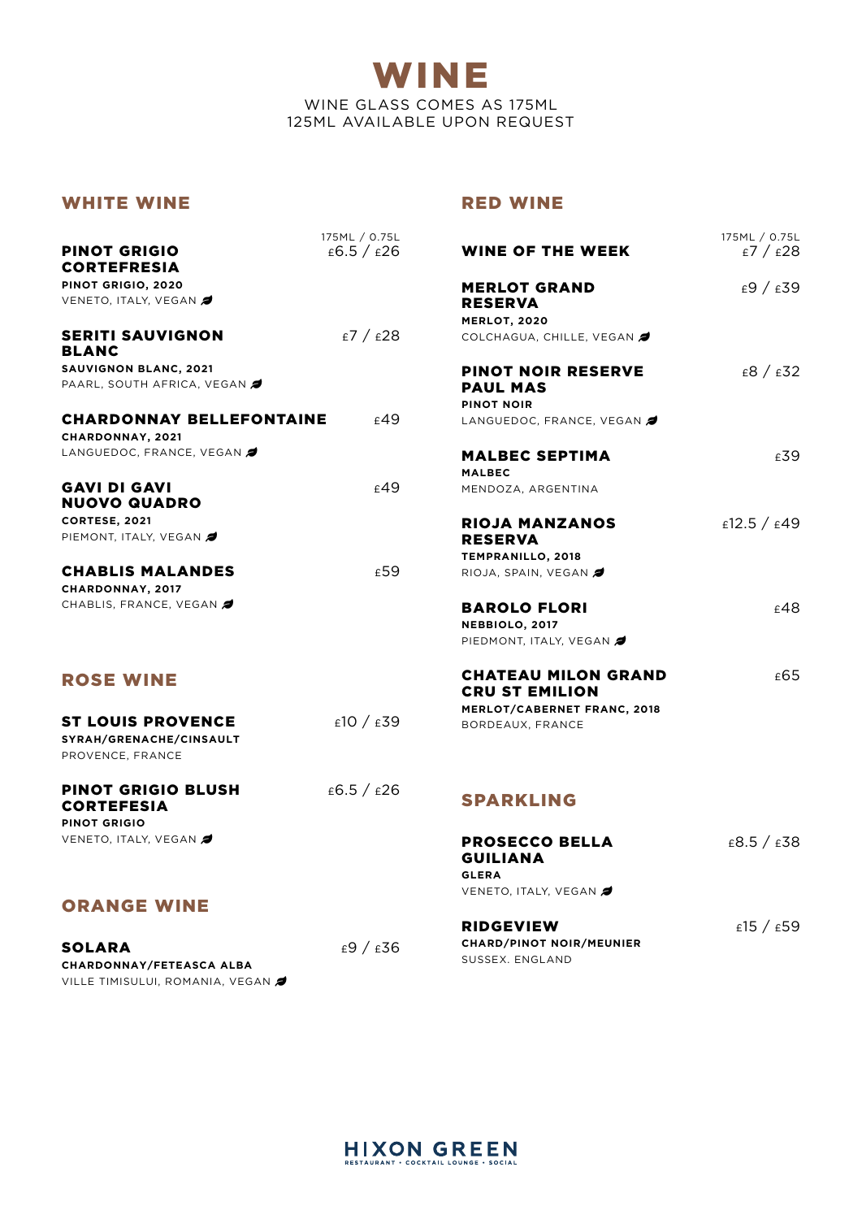# WINE

WINE GLASS COMES AS 175ML
125ML AVAILABLE UPON REQUEST

## WHITE WINE

175ML / 0.75L

**PINOT GRIGIO CORTEFRESIA** £6.5 / £26
**PINOT GRIGIO, 2020**
VENETO, ITALY, VEGAN

**SERITI SAUVIGNON BLANC** £7 / £28
**SAUVIGNON BLANC, 2021**
PAARL, SOUTH AFRICA, VEGAN

**CHARDONNAY BELLEFONTAINE** £49
**CHARDONNAY, 2021**
LANGUEDOC, FRANCE, VEGAN

**GAVI DI GAVI NUOVO QUADRO** £49
**CORTESE, 2021**
PIEMONT, ITALY, VEGAN

**CHABLIS MALANDES** £59
**CHARDONNAY, 2017**
CHABLIS, FRANCE, VEGAN

## ROSE WINE

**ST LOUIS PROVENCE** £10 / £39
**SYRAH/GRENACHE/CINSAULT**
PROVENCE, FRANCE

**PINOT GRIGIO BLUSH CORTEFESIA** £6.5 / £26
**PINOT GRIGIO**
VENETO, ITALY, VEGAN

## ORANGE WINE

**SOLARA** £9 / £36
**CHARDONNAY/FETEASCA ALBA**
VILLE TIMISULUI, ROMANIA, VEGAN

## RED WINE

175ML / 0.75L

**WINE OF THE WEEK** £7 / £28

**MERLOT GRAND RESERVA** £9 / £39
**MERLOT, 2020**
COLCHAGUA, CHILLE, VEGAN

**PINOT NOIR RESERVE PAUL MAS** £8 / £32
**PINOT NOIR**
LANGUEDOC, FRANCE, VEGAN

**MALBEC SEPTIMA** £39
**MALBEC**
MENDOZA, ARGENTINA

**RIOJA MANZANOS RESERVA** £12.5 / £49
**TEMPRANILLO, 2018**
RIOJA, SPAIN, VEGAN

**BAROLO FLORI** £48
**NEBBIOLO, 2017**
PIEDMONT, ITALY, VEGAN

**CHATEAU MILON GRAND CRU ST EMILION** £65
**MERLOT/CABERNET FRANC, 2018**
BORDEAUX, FRANCE

## SPARKLING

**PROSECCO BELLA GUILIANA** £8.5 / £38
**GLERA**
VENETO, ITALY, VEGAN

**RIDGEVIEW** £15 / £59
**CHARD/PINOT NOIR/MEUNIER**
SUSSEX. ENGLAND

HIXON GREEN
RESTAURANT • COCKTAIL LOUNGE • SOCIAL